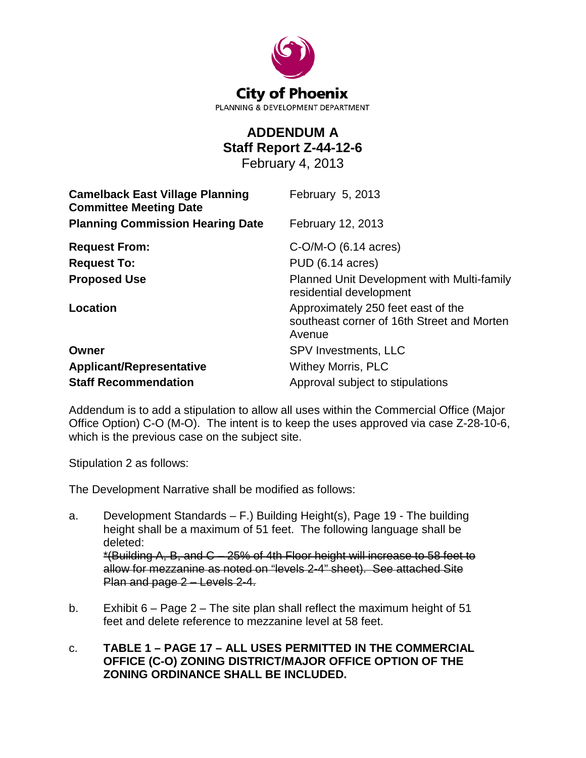**City of Phoenix**

PLANNING & DEVELOPMENT DEPARTMENT

# ADDENDUM A
## Staff Report Z-44-12-6
February 4, 2013

| | |
|---|---|
| **Camelback East Village Planning Committee Meeting Date** | February 5, 2013 |
| **Planning Commission Hearing Date** | February 12, 2013 |
| **Request From:** | C-O/M-O (6.14 acres) |
| **Request To:** | PUD (6.14 acres) |
| **Proposed Use** | Planned Unit Development with Multi-family residential development |
| **Location** | Approximately 250 feet east of the southeast corner of 16th Street and Morten Avenue |
| **Owner** | SPV Investments, LLC |
| **Applicant/Representative** | Withey Morris, PLC |
| **Staff Recommendation** | Approval subject to stipulations |

Addendum is to add a stipulation to allow all uses within the Commercial Office (Major Office Option) C-O (M-O). The intent is to keep the uses approved via case Z-28-10-6, which is the previous case on the subject site.

Stipulation 2 as follows:

The Development Narrative shall be modified as follows:

a. Development Standards – F.) Building Height(s), Page 19 - The building height shall be a maximum of 51 feet. The following language shall be deleted:
~~*(Building A, B, and C – 25% of 4th Floor height will increase to 58 feet to allow for mezzanine as noted on "levels 2-4" sheet). See attached Site Plan and page 2 – Levels 2-4.~~

b. Exhibit 6 – Page 2 – The site plan shall reflect the maximum height of 51 feet and delete reference to mezzanine level at 58 feet.

c. **TABLE 1 – PAGE 17 – ALL USES PERMITTED IN THE COMMERCIAL OFFICE (C-O) ZONING DISTRICT/MAJOR OFFICE OPTION OF THE ZONING ORDINANCE SHALL BE INCLUDED.**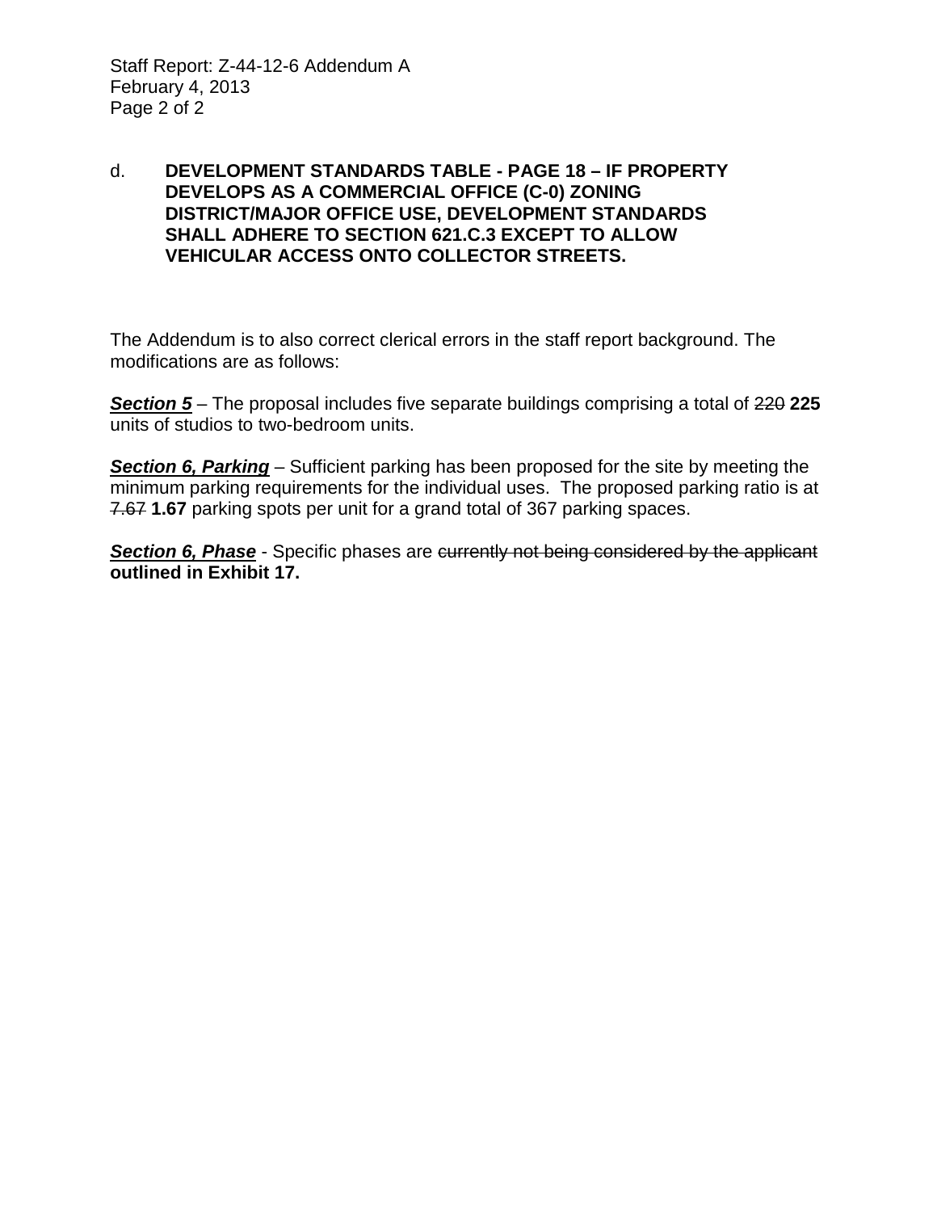d. **DEVELOPMENT STANDARDS TABLE - PAGE 18 – IF PROPERTY DEVELOPS AS A COMMERCIAL OFFICE (C-0) ZONING DISTRICT/MAJOR OFFICE USE, DEVELOPMENT STANDARDS SHALL ADHERE TO SECTION 621.C.3 EXCEPT TO ALLOW VEHICULAR ACCESS ONTO COLLECTOR STREETS.**

The Addendum is to also correct clerical errors in the staff report background. The modifications are as follows:

***Section 5*** – The proposal includes five separate buildings comprising a total of ~~220~~ **225** units of studios to two-bedroom units.

***Section 6, Parking*** – Sufficient parking has been proposed for the site by meeting the minimum parking requirements for the individual uses. The proposed parking ratio is at ~~7.67~~ **1.67** parking spots per unit for a grand total of 367 parking spaces.

***Section 6, Phase*** - Specific phases are ~~currently not being considered by the applicant~~ **outlined in Exhibit 17.**